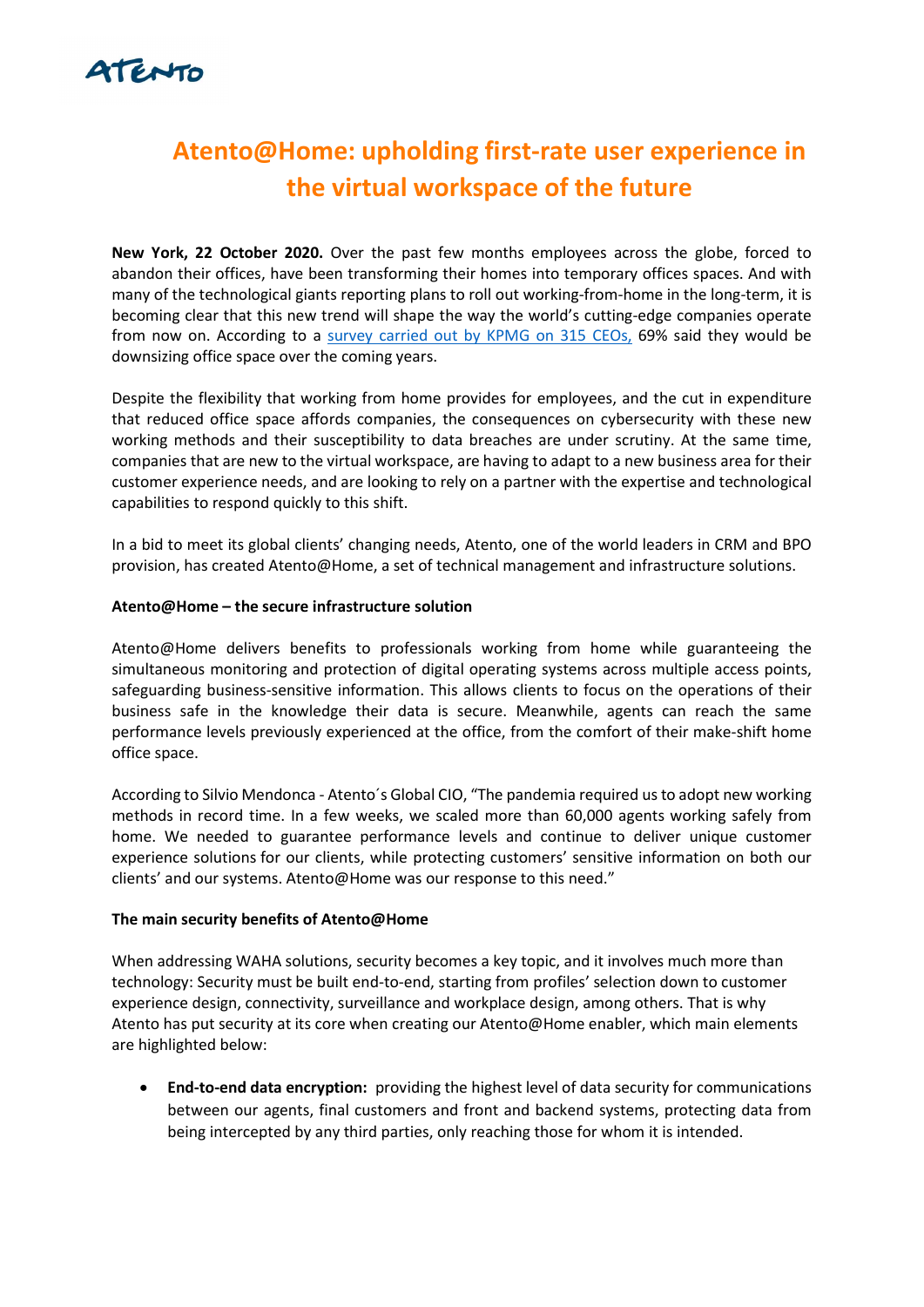# Atento@Home: upholding first-rate user experience in the virtual workspace of the future

**New York, 22 October 2020.** Over the past few months employees across the globe, forced to abandon their offices, have been transforming their homes into temporary offices spaces. And with many of the technological giants reporting plans to roll out working-from-home in the long-term, it is becoming clear that this new trend will shape the way the world's cutting-edge companies operate from now on. According to a survey carried out by KPMG on 315 CEOs, 69% said they would be downsizing office space over the coming years.

Despite the flexibility that working from home provides for employees, and the cut in expenditure that reduced office space affords companies, the consequences on cybersecurity with these new working methods and their susceptibility to data breaches are under scrutiny. At the same time, companies that are new to the virtual workspace, are having to adapt to a new business area for their customer experience needs, and are looking to rely on a partner with the expertise and technological capabilities to respond quickly to this shift.

In a bid to meet its global clients' changing needs, Atento, one of the world leaders in CRM and BPO provision, has created Atento@Home, a set of technical management and infrastructure solutions.

**Atento@Home – the secure infrastructure solution**

Atento@Home delivers benefits to professionals working from home while guaranteeing the simultaneous monitoring and protection of digital operating systems across multiple access points, safeguarding business-sensitive information. This allows clients to focus on the operations of their business safe in the knowledge their data is secure. Meanwhile, agents can reach the same performance levels previously experienced at the office, from the comfort of their make-shift home office space.

According to Silvio Mendonca - Atento´s Global CIO, "The pandemia required us to adopt new working methods in record time. In a few weeks, we scaled more than 60,000 agents working safely from home. We needed to guarantee performance levels and continue to deliver unique customer experience solutions for our clients, while protecting customers' sensitive information on both our clients' and our systems. Atento@Home was our response to this need."

**The main security benefits of Atento@Home**

When addressing WAHA solutions, security becomes a key topic, and it involves much more than technology: Security must be built end-to-end, starting from profiles' selection down to customer experience design, connectivity, surveillance and workplace design, among others. That is why Atento has put security at its core when creating our Atento@Home enabler, which main elements are highlighted below:

- **End-to-end data encryption:** providing the highest level of data security for communications between our agents, final customers and front and backend systems, protecting data from being intercepted by any third parties, only reaching those for whom it is intended.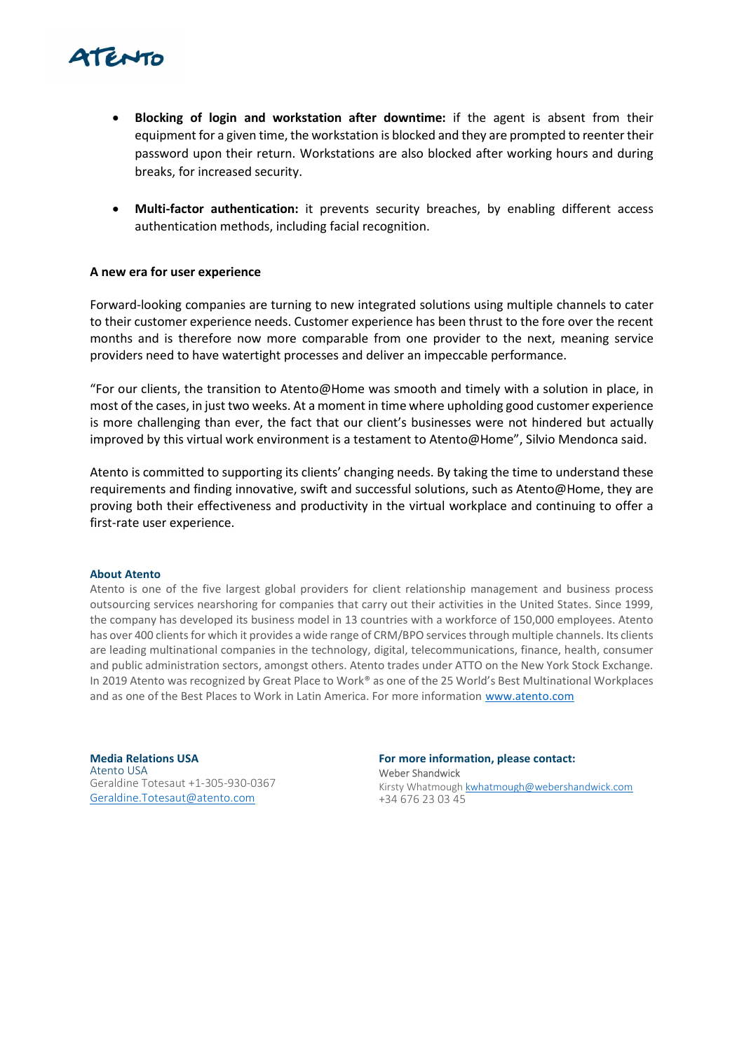- **Blocking of login and workstation after downtime:** if the agent is absent from their equipment for a given time, the workstation is blocked and they are prompted to reenter their password upon their return. Workstations are also blocked after working hours and during breaks, for increased security.

- **Multi-factor authentication:** it prevents security breaches, by enabling different access authentication methods, including facial recognition.

**A new era for user experience**

Forward-looking companies are turning to new integrated solutions using multiple channels to cater to their customer experience needs. Customer experience has been thrust to the fore over the recent months and is therefore now more comparable from one provider to the next, meaning service providers need to have watertight processes and deliver an impeccable performance.

"For our clients, the transition to Atento@Home was smooth and timely with a solution in place, in most of the cases, in just two weeks. At a moment in time where upholding good customer experience is more challenging than ever, the fact that our client's businesses were not hindered but actually improved by this virtual work environment is a testament to Atento@Home", Silvio Mendonca said.

Atento is committed to supporting its clients' changing needs. By taking the time to understand these requirements and finding innovative, swift and successful solutions, such as Atento@Home, they are proving both their effectiveness and productivity in the virtual workplace and continuing to offer a first-rate user experience.

**About Atento**

Atento is one of the five largest global providers for client relationship management and business process outsourcing services nearshoring for companies that carry out their activities in the United States. Since 1999, the company has developed its business model in 13 countries with a workforce of 150,000 employees. Atento has over 400 clients for which it provides a wide range of CRM/BPO services through multiple channels. Its clients are leading multinational companies in the technology, digital, telecommunications, finance, health, consumer and public administration sectors, amongst others. Atento trades under ATTO on the New York Stock Exchange. In 2019 Atento was recognized by Great Place to Work® as one of the 25 World's Best Multinational Workplaces and as one of the Best Places to Work in Latin America. For more information www.atento.com

**Media Relations USA**
Atento USA
Geraldine Totesaut +1-305-930-0367
Geraldine.Totesaut@atento.com

**For more information, please contact:**
Weber Shandwick
Kirsty Whatmough kwhatmough@webershandwick.com
+34 676 23 03 45